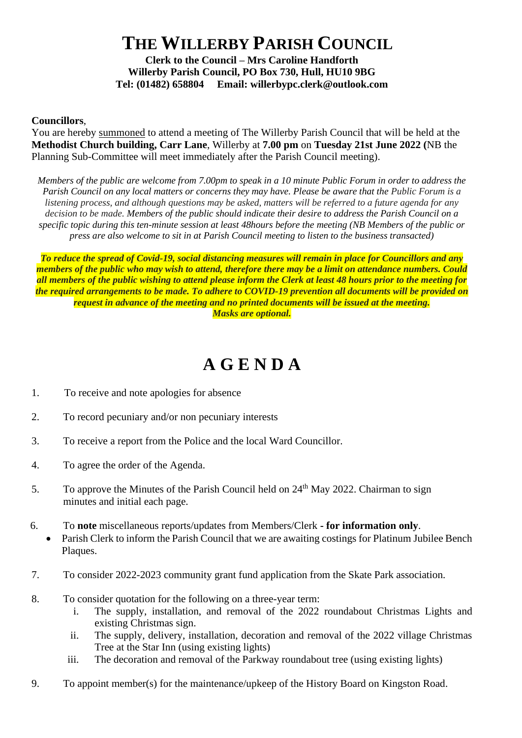# THE WILLERBY PARISH COUNCIL

**Clerk to the Council – Mrs Caroline Handforth**
**Willerby Parish Council, PO Box 730, Hull, HU10 9BG**
**Tel: (01482) 658804     Email: willerbypc.clerk@outlook.com**

**Councillors**,
You are hereby summoned to attend a meeting of The Willerby Parish Council that will be held at the **Methodist Church building, Carr Lane**, Willerby at **7.00 pm** on **Tuesday 21st June 2022 (**NB the Planning Sub-Committee will meet immediately after the Parish Council meeting).

*Members of the public are welcome from 7.00pm to speak in a 10 minute Public Forum in order to address the Parish Council on any local matters or concerns they may have. Please be aware that the Public Forum is a listening process, and although questions may be asked, matters will be referred to a future agenda for any decision to be made. Members of the public should indicate their desire to address the Parish Council on a specific topic during this ten-minute session at least 48hours before the meeting (NB Members of the public or press are also welcome to sit in at Parish Council meeting to listen to the business transacted)*

***To reduce the spread of Covid-19, social distancing measures will remain in place for Councillors and any members of the public who may wish to attend, therefore there may be a limit on attendance numbers. Could all members of the public wishing to attend please inform the Clerk at least 48 hours prior to the meeting for the required arrangements to be made. To adhere to COVID-19 prevention all documents will be provided on request in advance of the meeting and no printed documents will be issued at the meeting.***
***Masks are optional.***

# A G E N D A

1. To receive and note apologies for absence

2. To record pecuniary and/or non pecuniary interests

3. To receive a report from the Police and the local Ward Councillor.

4. To agree the order of the Agenda.

5. To approve the Minutes of the Parish Council held on 24th May 2022. Chairman to sign minutes and initial each page.

6. To **note** miscellaneous reports/updates from Members/Clerk **- for information only**.
   - Parish Clerk to inform the Parish Council that we are awaiting costings for Platinum Jubilee Bench Plaques.

7. To consider 2022-2023 community grant fund application from the Skate Park association.

8. To consider quotation for the following on a three-year term:
   i. The supply, installation, and removal of the 2022 roundabout Christmas Lights and existing Christmas sign.
   ii. The supply, delivery, installation, decoration and removal of the 2022 village Christmas Tree at the Star Inn (using existing lights)
   iii. The decoration and removal of the Parkway roundabout tree (using existing lights)

9. To appoint member(s) for the maintenance/upkeep of the History Board on Kingston Road.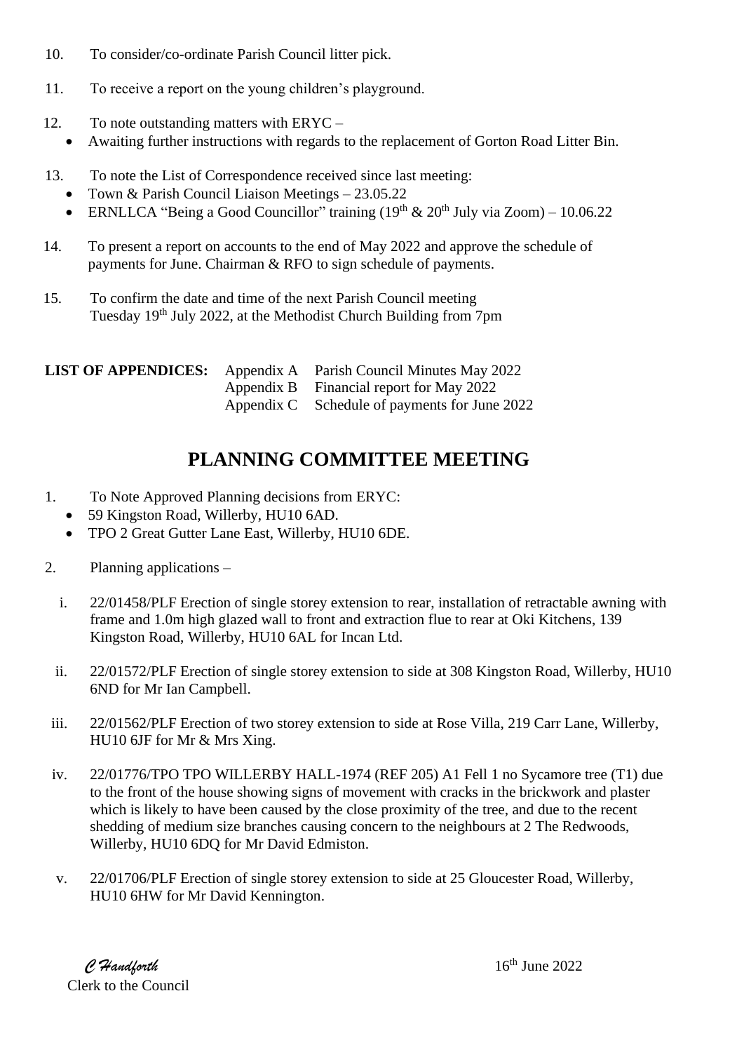10. To consider/co-ordinate Parish Council litter pick.

11. To receive a report on the young children's playground.

12. To note outstanding matters with ERYC –
    - Awaiting further instructions with regards to the replacement of Gorton Road Litter Bin.

13. To note the List of Correspondence received since last meeting:
    - Town & Parish Council Liaison Meetings – 23.05.22
    - ERNLLCA "Being a Good Councillor" training (19th & 20th July via Zoom) – 10.06.22

14. To present a report on accounts to the end of May 2022 and approve the schedule of payments for June. Chairman & RFO to sign schedule of payments.

15. To confirm the date and time of the next Parish Council meeting
    Tuesday 19th July 2022, at the Methodist Church Building from 7pm

| | | |
|---|---|---|
| **LIST OF APPENDICES:** | Appendix A | Parish Council Minutes May 2022 |
| | Appendix B | Financial report for May 2022 |
| | Appendix C | Schedule of payments for June 2022 |

## PLANNING COMMITTEE MEETING

1. To Note Approved Planning decisions from ERYC:
   - 59 Kingston Road, Willerby, HU10 6AD.
   - TPO 2 Great Gutter Lane East, Willerby, HU10 6DE.

2. Planning applications –

   i. 22/01458/PLF Erection of single storey extension to rear, installation of retractable awning with frame and 1.0m high glazed wall to front and extraction flue to rear at Oki Kitchens, 139 Kingston Road, Willerby, HU10 6AL for Incan Ltd.

   ii. 22/01572/PLF Erection of single storey extension to side at 308 Kingston Road, Willerby, HU10 6ND for Mr Ian Campbell.

   iii. 22/01562/PLF Erection of two storey extension to side at Rose Villa, 219 Carr Lane, Willerby, HU10 6JF for Mr & Mrs Xing.

   iv. 22/01776/TPO TPO WILLERBY HALL-1974 (REF 205) A1 Fell 1 no Sycamore tree (T1) due to the front of the house showing signs of movement with cracks in the brickwork and plaster which is likely to have been caused by the close proximity of the tree, and due to the recent shedding of medium size branches causing concern to the neighbours at 2 The Redwoods, Willerby, HU10 6DQ for Mr David Edmiston.

   v. 22/01706/PLF Erection of single storey extension to side at 25 Gloucester Road, Willerby, HU10 6HW for Mr David Kennington.

*C Handforth*
Clerk to the Council

16th June 2022